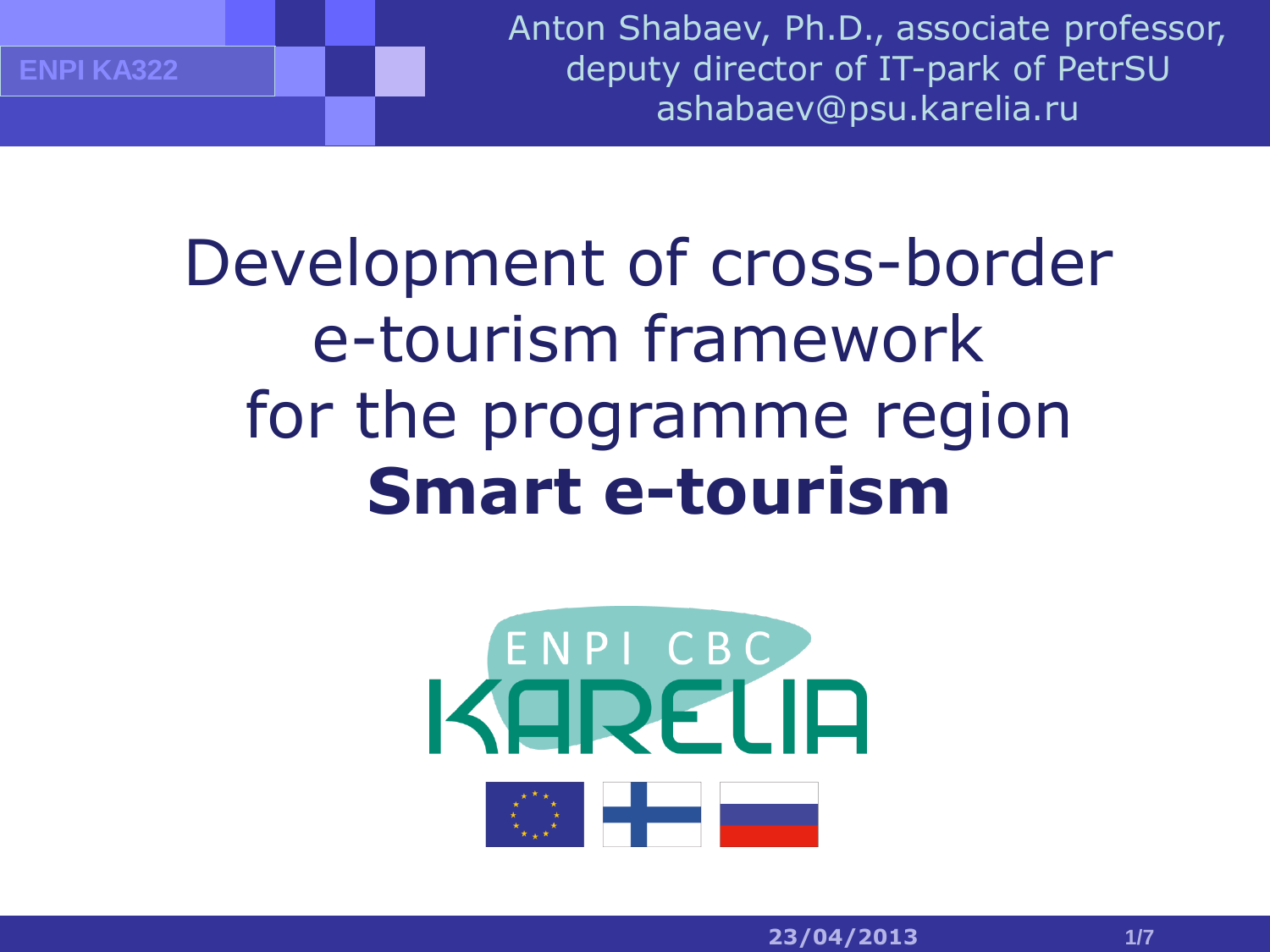ENPI KA322

Anton Shabaev, Ph.D., associate professor,
deputy director of IT-park of PetrSU
ashabaev@psu.karelia.ru

# Development of cross-border e-tourism framework for the programme region **Smart e-tourism**

ENPI CBC KARELIA

23/04/2013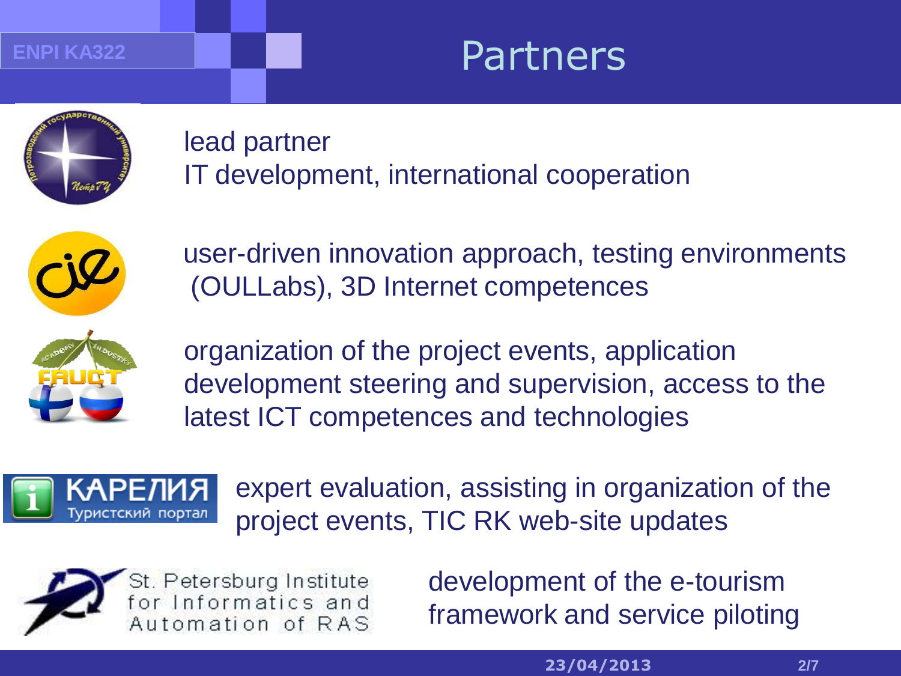# Partners

lead partner
IT development, international cooperation

user-driven innovation approach, testing environments (OULLabs), 3D Internet competences

organization of the project events, application development steering and supervision, access to the latest ICT competences and technologies

expert evaluation, assisting in organization of the project events, TIC RK web-site updates

St. Petersburg Institute for Informatics and Automation of RAS

development of the e-tourism framework and service piloting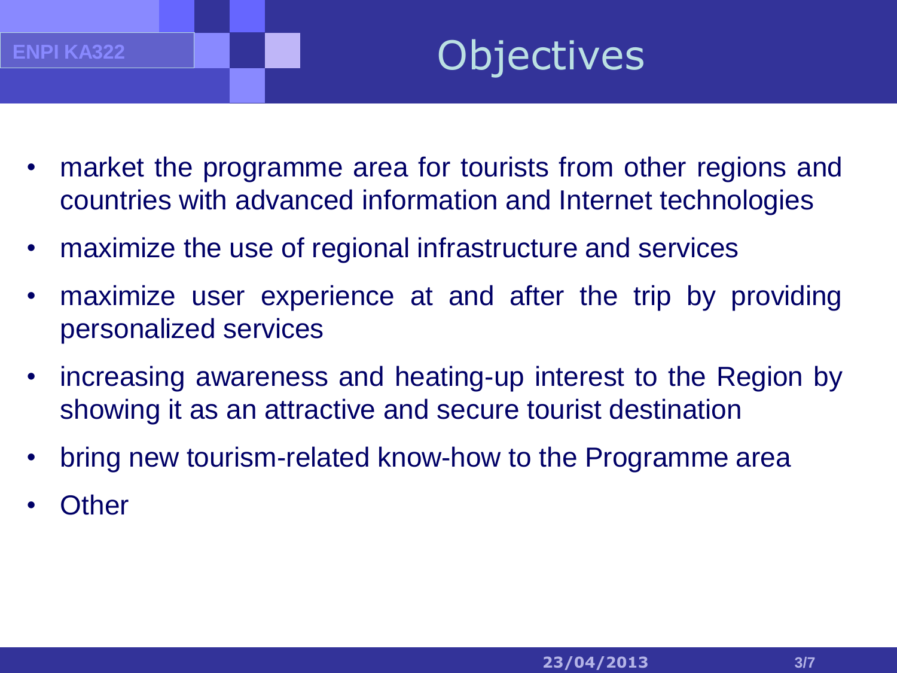# Objectives

- market the programme area for tourists from other regions and countries with advanced information and Internet technologies
- maximize the use of regional infrastructure and services
- maximize user experience at and after the trip by providing personalized services
- increasing awareness and heating-up interest to the Region by showing it as an attractive and secure tourist destination
- bring new tourism-related know-how to the Programme area
- Other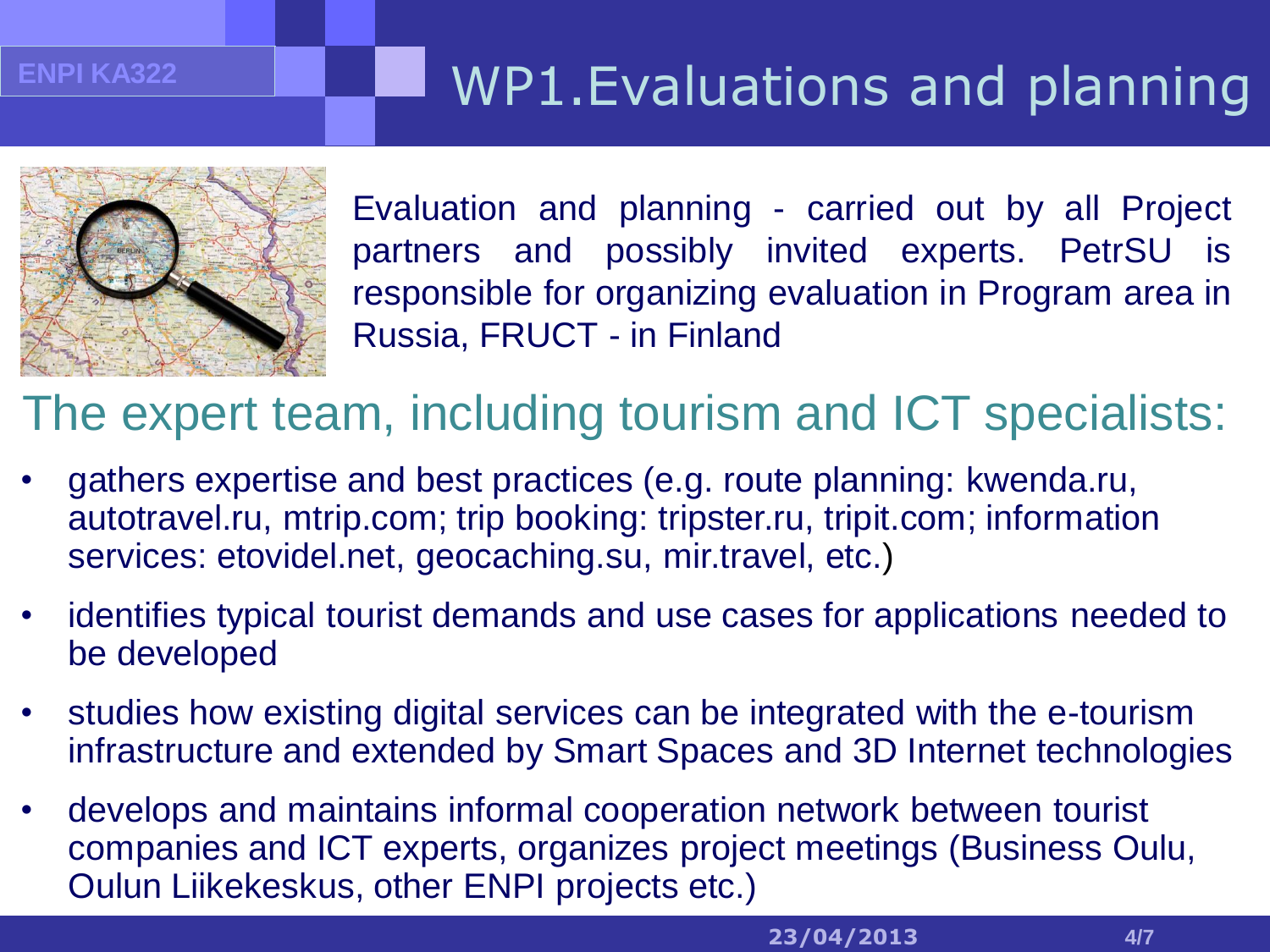# WP1.Evaluations and planning

Evaluation and planning - carried out by all Project partners and possibly invited experts. PetrSU is responsible for organizing evaluation in Program area in Russia, FRUCT - in Finland

## The expert team, including tourism and ICT specialists:

- gathers expertise and best practices (e.g. route planning: kwenda.ru, autotravel.ru, mtrip.com; trip booking: tripster.ru, tripit.com; information services: etovidel.net, geocaching.su, mir.travel, etc.)
- identifies typical tourist demands and use cases for applications needed to be developed
- studies how existing digital services can be integrated with the e-tourism infrastructure and extended by Smart Spaces and 3D Internet technologies
- develops and maintains informal cooperation network between tourist companies and ICT experts, organizes project meetings (Business Oulu, Oulun Liikekeskus, other ENPI projects etc.)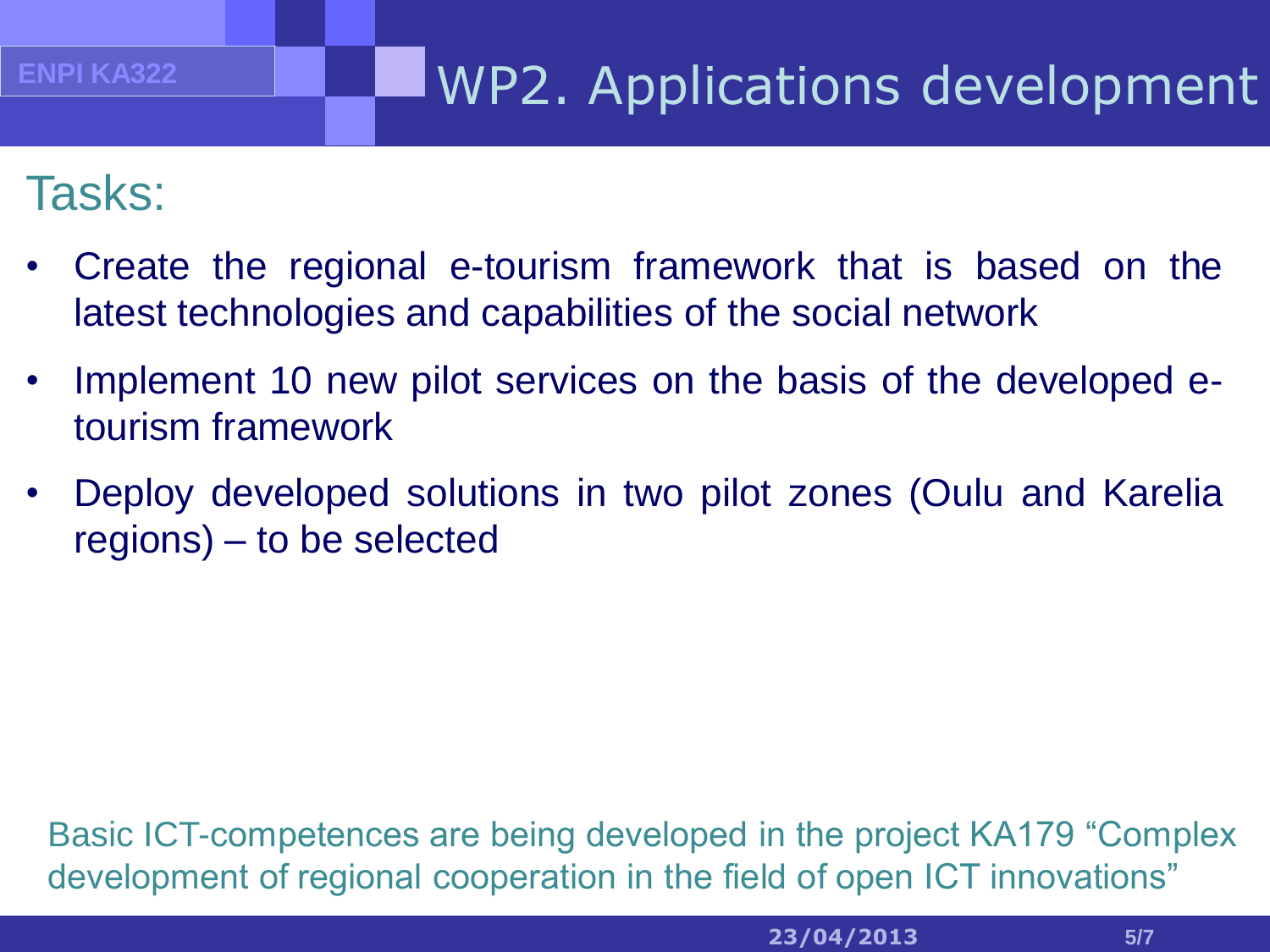# WP2. Applications development

## Tasks:

- Create the regional e-tourism framework that is based on the latest technologies and capabilities of the social network
- Implement 10 new pilot services on the basis of the developed e-tourism framework
- Deploy developed solutions in two pilot zones (Oulu and Karelia regions) – to be selected

Basic ICT-competences are being developed in the project KA179 “Complex development of regional cooperation in the field of open ICT innovations”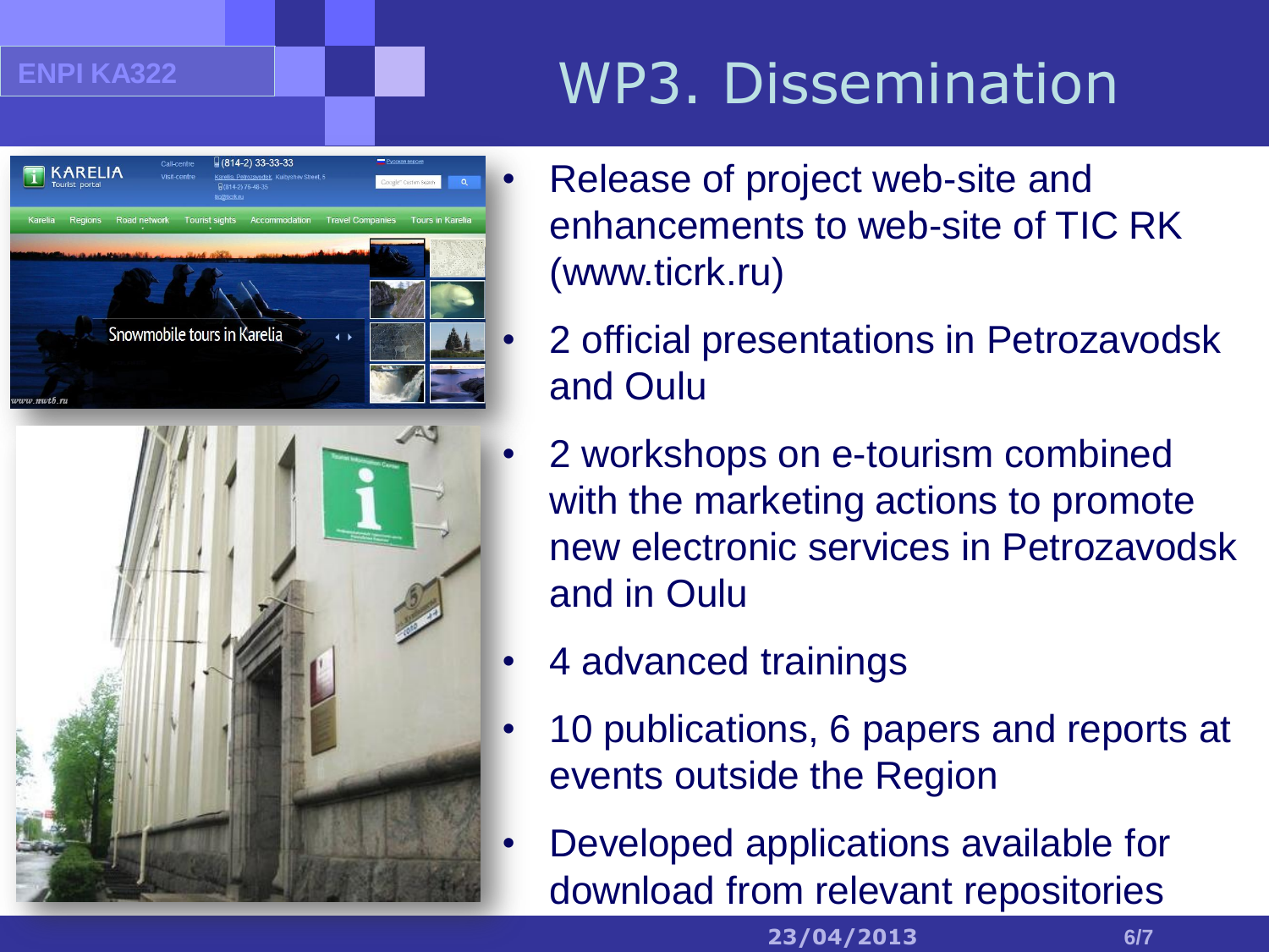# WP3. Dissemination

- Release of project web-site and enhancements to web-site of TIC RK (www.ticrk.ru)
- 2 official presentations in Petrozavodsk and Oulu
- 2 workshops on e-tourism combined with the marketing actions to promote new electronic services in Petrozavodsk and in Oulu
- 4 advanced trainings
- 10 publications, 6 papers and reports at events outside the Region
- Developed applications available for download from relevant repositories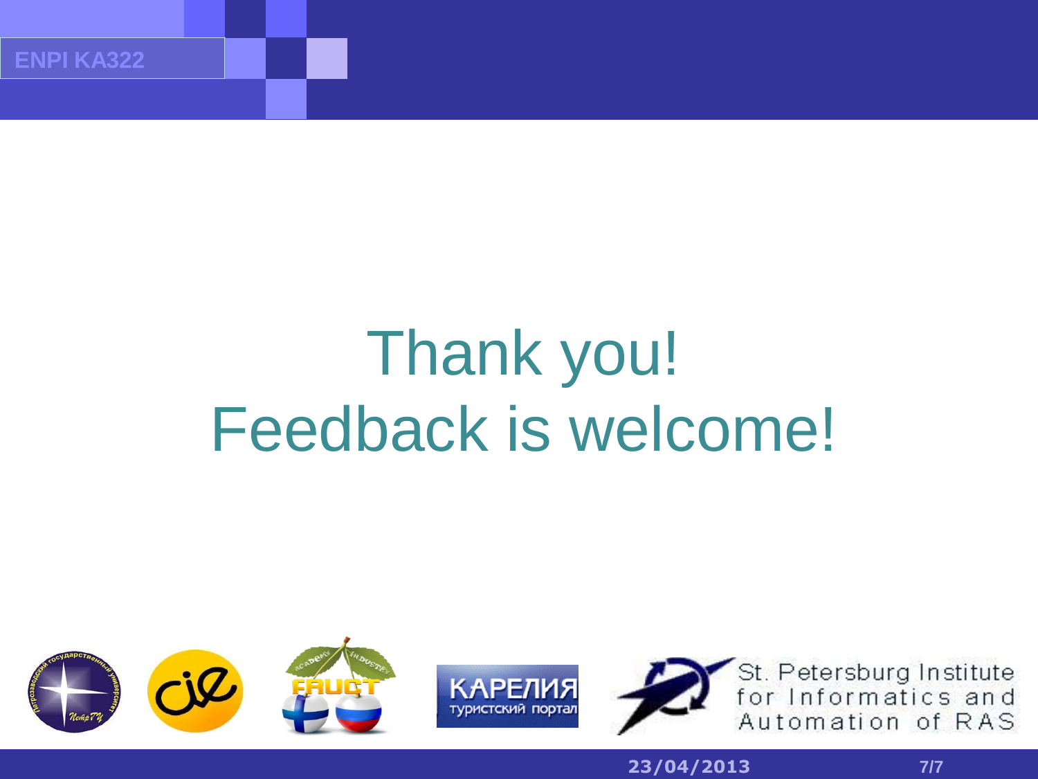# Thank you!
# Feedback is welcome!

St. Petersburg Institute for Informatics and Automation of RAS